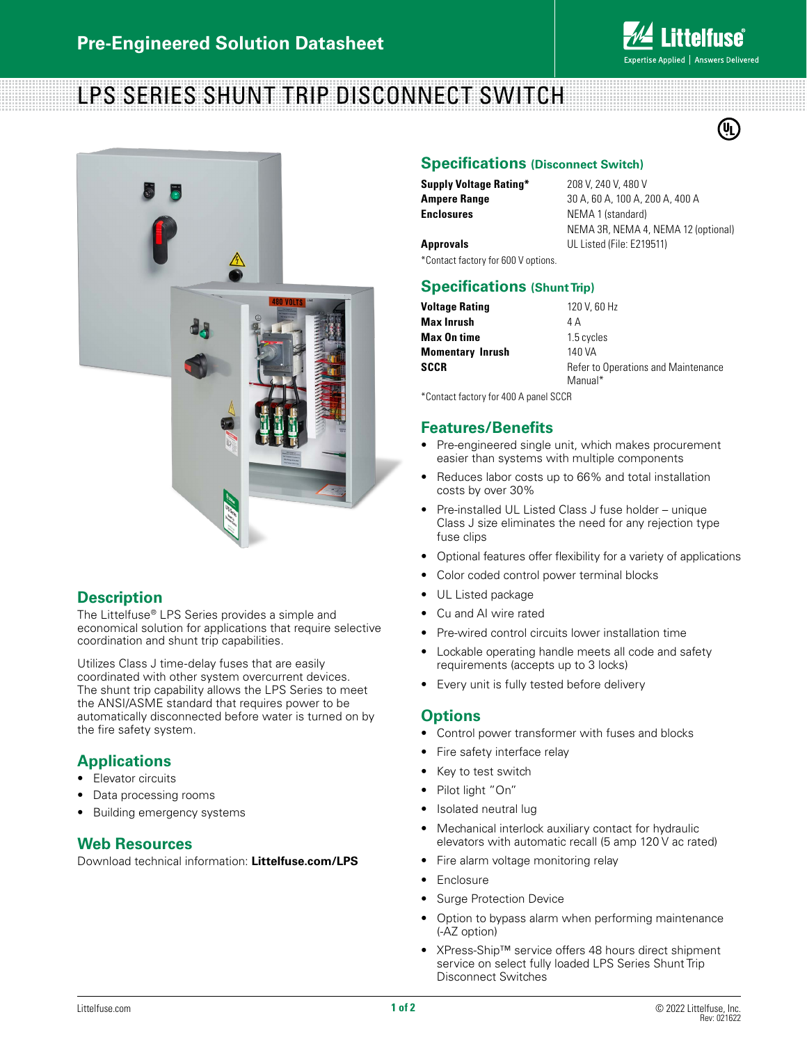# LPS SERIES SHUNT TRIP DISCONNECT SWITCH

## Description

The Littelfuse® LPS Series provides a simple and economical solution for applications that require selective coordination and shunt trip capabilities.

Utilizes Class J time-delay fuses that are easily coordinated with other system overcurrent devices. The shunt trip capability allows the LPS Series to meet the ANSI/ASME standard that requires power to be automatically disconnected before water is turned on by the fire safety system.

## Applications

- Elevator circuits
- Data processing rooms
- Building emergency systems

## Web Resources

Download technical information: **Littelfuse.com/LPS**

## Specifications (Disconnect Switch)

| | |
|---|---|
| **Supply Voltage Rating*** | 208 V, 240 V, 480 V |
| **Ampere Range** | 30 A, 60 A, 100 A, 200 A, 400 A |
| **Enclosures** | NEMA 1 (standard) <br> NEMA 3R, NEMA 4, NEMA 12 (optional) |
| **Approvals** | UL Listed (File: E219511) |

*Contact factory for 600 V options.

## Specifications (Shunt Trip)

| | |
|---|---|
| **Voltage Rating** | 120 V, 60 Hz |
| **Max Inrush** | 4 A |
| **Max On time** | 1.5 cycles |
| **Momentary Inrush** | 140 VA |
| **SCCR** | Refer to Operations and Maintenance Manual* |

*Contact factory for 400 A panel SCCR

## Features/Benefits

- Pre-engineered single unit, which makes procurement easier than systems with multiple components
- Reduces labor costs up to 66% and total installation costs by over 30%
- Pre-installed UL Listed Class J fuse holder – unique Class J size eliminates the need for any rejection type fuse clips
- Optional features offer flexibility for a variety of applications
- Color coded control power terminal blocks
- UL Listed package
- Cu and Al wire rated
- Pre-wired control circuits lower installation time
- Lockable operating handle meets all code and safety requirements (accepts up to 3 locks)
- Every unit is fully tested before delivery

## Options

- Control power transformer with fuses and blocks
- Fire safety interface relay
- Key to test switch
- Pilot light "On"
- Isolated neutral lug
- Mechanical interlock auxiliary contact for hydraulic elevators with automatic recall (5 amp 120 V ac rated)
- Fire alarm voltage monitoring relay
- Enclosure
- Surge Protection Device
- Option to bypass alarm when performing maintenance (-AZ option)
- XPress-Ship™ service offers 48 hours direct shipment service on select fully loaded LPS Series Shunt Trip Disconnect Switches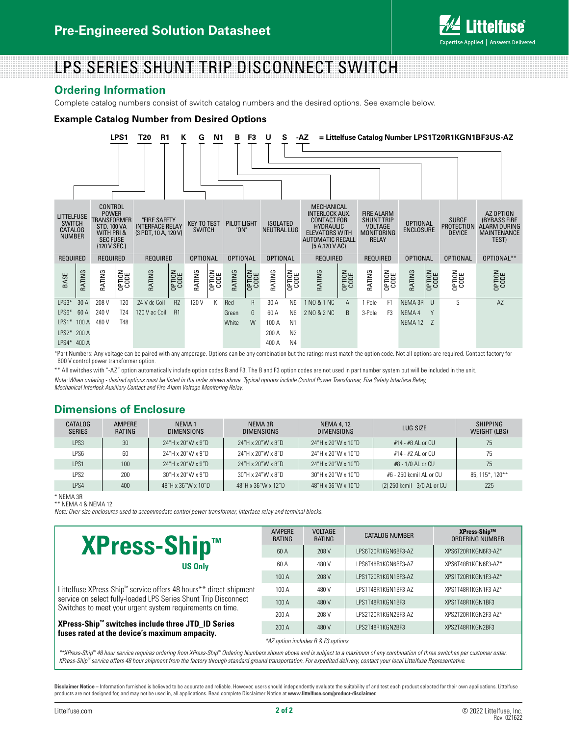# LPS SERIES SHUNT TRIP DISCONNECT SWITCH

## Ordering Information

Complete catalog numbers consist of switch catalog numbers and the desired options. See example below.

### Example Catalog Number from Desired Options

**LPS1 T20 R1 K G N1 B F3 U S -AZ = Littelfuse Catalog Number LPS1T20R1KGN1BF3US-AZ**

| LITTELFUSE SWITCH CATALOG NUMBER | | CONTROL POWER TRANSFORMER STD. 100 VA WITH PRI & SEC FUSE (120 V SEC.) | | "FIRE SAFETY INTERFACE RELAY (3 PDT, 10 A, 120 V) | | KEY TO TEST SWITCH | | PILOT LIGHT "ON" | | ISOLATED NEUTRAL LUG | | MECHANICAL INTERLOCK AUX. CONTACT FOR HYDRAULIC ELEVATORS WITH AUTOMATIC RECALL (5 A,120 V AC) | | FIRE ALARM SHUNT TRIP VOLTAGE MONITORING RELAY | | OPTIONAL ENCLOSURE | | SURGE PROTECTION DEVICE | AZ OPTION (BYBASS FIRE ALARM DURING MAINTENANCE TEST) |
|---|---|---|---|---|---|---|---|---|---|---|---|---|---|---|---|---|---|---|---|
| REQUIRED | | REQUIRED | | REQUIRED | | OPTIONAL | | OPTIONAL | | OPTIONAL | | REQUIRED | | REQUIRED | | OPTIONAL | | OPTIONAL | OPTIONAL** |
| BASE | RATING | RATING | OPTION CODE | RATING | OPTION CODE | RATING | OPTION CODE | RATING | OPTION CODE | RATING | OPTION CODE | RATING | OPTION CODE | RATING | OPTION CODE | RATING | OPTION CODE | OPTION CODE | OPTION CODE |
| LPS3* | 30 A | 208 V | T20 | 24 V dc Coil | R2 | 120 V | K | Red | R | 30 A | N6 | 1 NO & 1 NC | A | 1-Pole | F1 | NEMA 3R | U | S | -AZ |
| LPS6* | 60 A | 240 V | T24 | 120 V ac Coil | R1 | | | Green | G | 60 A | N6 | 2 NO & 2 NC | B | 3-Pole | F3 | NEMA 4 | Y | | |
| LPS1* | 100 A | 480 V | T48 | | | | | White | W | 100 A | N1 | | | | | NEMA 12 | Z | | |
| LPS2* | 200 A | | | | | | | | | 200 A | N2 | | | | | | | | |
| LPS4* | 400 A | | | | | | | | | 400 A | N4 | | | | | | | | |

*Part Numbers: Any voltage can be paired with any amperage. Options can be any combination but the ratings must match the option code. Not all options are required. Contact factory for 600 V control power transformer option.

** All switches with "-AZ" option automatically include option codes B and F3. The B and F3 option codes are not used in part number system but will be included in the unit.

*Note: When ordering - desired options must be listed in the order shown above. Typical options include Control Power Transformer, Fire Safety Interface Relay, Mechanical Interlock Auxiliary Contact and Fire Alarm Voltage Monitoring Relay.*

## Dimensions of Enclosure

| CATALOG SERIES | AMPERE RATING | NEMA 1 DIMENSIONS | NEMA 3R DIMENSIONS | NEMA 4, 12 DIMENSIONS | LUG SIZE | SHIPPING WEIGHT (LBS) |
|---|---|---|---|---|---|---|
| LPS3 | 30 | 24"H x 20"W x 9"D | 24"H x 20"W x 8"D | 24"H x 20"W x 10"D | #14 - #8 AL or CU | 75 |
| LPS6 | 60 | 24"H x 20"W x 9"D | 24"H x 20"W x 8"D | 24"H x 20"W x 10"D | #14 - #2 AL or CU | 75 |
| LPS1 | 100 | 24"H x 20"W x 9"D | 24"H x 20"W x 8"D | 24"H x 20"W x 10"D | #8 - 1/0 AL or CU | 75 |
| LPS2 | 200 | 30"H x 20"W x 9"D | 30"H x 24"W x 8"D | 30"H x 20"W x 10"D | #6 - 250 kcmil AL or CU | 85, 115*, 120** |
| LPS4 | 400 | 48"H x 36"W x 10"D | 48"H x 36"W x 12"D | 48"H x 36"W x 10"D | (2) 250 kcmil - 3/0 AL or CU | 225 |

\* NEMA 3R
** NEMA 4 & NEMA 12

*Note: Over-size enclosures used to accommodate control power transformer, interface relay and terminal blocks.*

## XPress-Ship™

**US Only**

Littelfuse XPress-Ship™ service offers 48 hours** direct-shipment service on select fully-loaded LPS Series Shunt Trip Disconnect Switches to meet your urgent system requirements on time.

**XPress-Ship™ switches include three JTD_ID Series fuses rated at the device's maximum ampacity.**

| AMPERE RATING | VOLTAGE RATING | CATALOG NUMBER | XPress-Ship™ ORDERING NUMBER |
|---|---|---|---|
| 60 A | 208 V | LPS6T20R1KGN6BF3-AZ | XPS6T20R1KGN6F3-AZ* |
| 60 A | 480 V | LPS6T48R1KGN6BF3-AZ | XPS6T48R1KGN6F3-AZ* |
| 100 A | 208 V | LPS1T20R1KGN1BF3-AZ | XPS1T20R1KGN1F3-AZ* |
| 100 A | 480 V | LPS1T48R1KGN1BF3-AZ | XPS1T48R1KGN1F3-AZ* |
| 100 A | 480 V | LPS1T48R1KGN1BF3 | XPS1T48R1KGN1BF3 |
| 200 A | 208 V | LPS2T20R1KGN2BF3-AZ | XPS2T20R1KGN2F3-AZ* |
| 200 A | 480 V | LPS2T48R1KGN2BF3 | XPS2T48R1KGN2BF3 |

*\*AZ option includes B & F3 options.*

*\*\*XPress-Ship™ 48 hour service requires ordering from XPress-Ship™ Ordering Numbers shown above and is subject to a maximum of any combination of three switches per customer order. XPress-Ship™ service offers 48 hour shipment from the factory through standard ground transportation. For expedited delivery, contact your local Littelfuse Representative.*

**Disclaimer Notice** – Information furnished is believed to be accurate and reliable. However, users should independently evaluate the suitability of and test each product selected for their own applications. Littelfuse products are not designed for, and may not be used in, all applications. Read complete Disclaimer Notice at **www.littelfuse.com/product-disclaimer.**

Littelfuse.com

© 2022 Littelfuse, Inc.
Rev: 021622